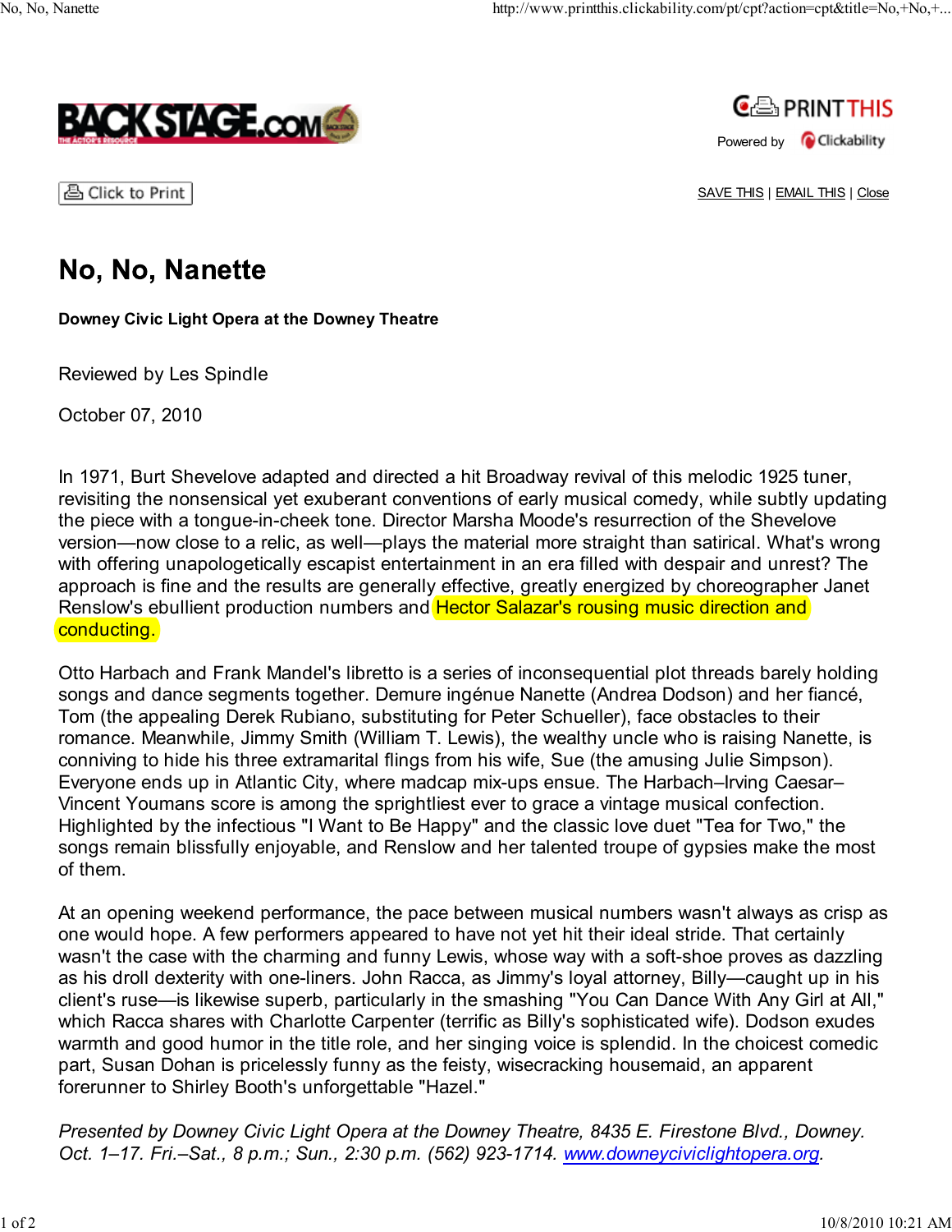# No, No, Nanette

**Downey Civic Light Opera at the Downey Theatre**

Reviewed by Les Spindle

October 07, 2010

In 1971, Burt Shevelove adapted and directed a hit Broadway revival of this melodic 1925 tuner, revisiting the nonsensical yet exuberant conventions of early musical comedy, while subtly updating the piece with a tongue-in-cheek tone. Director Marsha Moode's resurrection of the Shevelove version—now close to a relic, as well—plays the material more straight than satirical. What's wrong with offering unapologetically escapist entertainment in an era filled with despair and unrest? The approach is fine and the results are generally effective, greatly energized by choreographer Janet Renslow's ebullient production numbers and Hector Salazar's rousing music direction and conducting.

Otto Harbach and Frank Mandel's libretto is a series of inconsequential plot threads barely holding songs and dance segments together. Demure ingénue Nanette (Andrea Dodson) and her fiancé, Tom (the appealing Derek Rubiano, substituting for Peter Schueller), face obstacles to their romance. Meanwhile, Jimmy Smith (William T. Lewis), the wealthy uncle who is raising Nanette, is conniving to hide his three extramarital flings from his wife, Sue (the amusing Julie Simpson). Everyone ends up in Atlantic City, where madcap mix-ups ensue. The Harbach–Irving Caesar–Vincent Youmans score is among the sprightliest ever to grace a vintage musical confection. Highlighted by the infectious "I Want to Be Happy" and the classic love duet "Tea for Two," the songs remain blissfully enjoyable, and Renslow and her talented troupe of gypsies make the most of them.

At an opening weekend performance, the pace between musical numbers wasn't always as crisp as one would hope. A few performers appeared to have not yet hit their ideal stride. That certainly wasn't the case with the charming and funny Lewis, whose way with a soft-shoe proves as dazzling as his droll dexterity with one-liners. John Racca, as Jimmy's loyal attorney, Billy—caught up in his client's ruse—is likewise superb, particularly in the smashing "You Can Dance With Any Girl at All," which Racca shares with Charlotte Carpenter (terrific as Billy's sophisticated wife). Dodson exudes warmth and good humor in the title role, and her singing voice is splendid. In the choicest comedic part, Susan Dohan is pricelessly funny as the feisty, wisecracking housemaid, an apparent forerunner to Shirley Booth's unforgettable "Hazel."

*Presented by Downey Civic Light Opera at the Downey Theatre, 8435 E. Firestone Blvd., Downey. Oct. 1–17. Fri.–Sat., 8 p.m.; Sun., 2:30 p.m. (562) 923-1714. www.downeyciviclightopera.org.*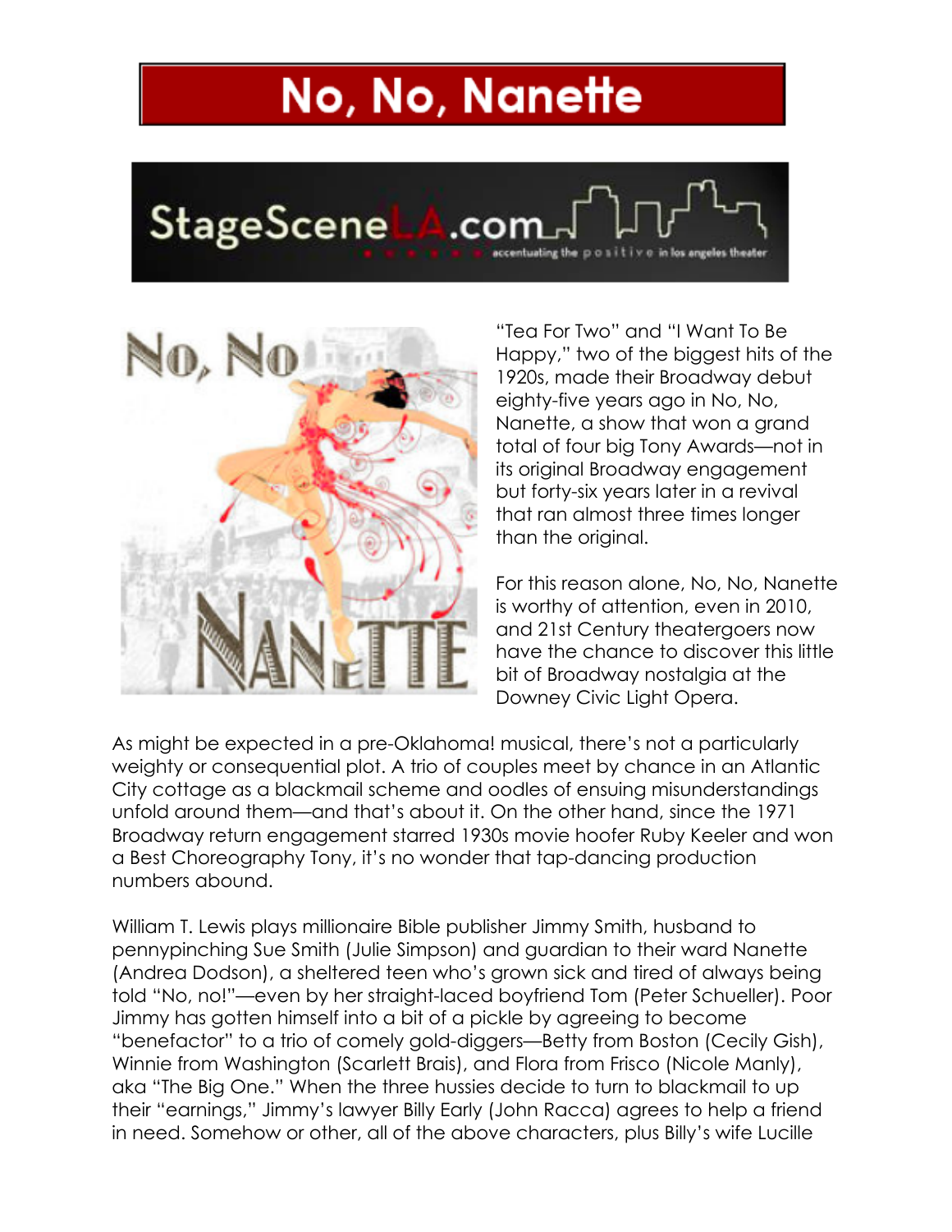# No, No, Nanette

"Tea For Two" and "I Want To Be Happy," two of the biggest hits of the 1920s, made their Broadway debut eighty-five years ago in No, No, Nanette, a show that won a grand total of four big Tony Awards—not in its original Broadway engagement but forty-six years later in a revival that ran almost three times longer than the original.

For this reason alone, No, No, Nanette is worthy of attention, even in 2010, and 21st Century theatergoers now have the chance to discover this little bit of Broadway nostalgia at the Downey Civic Light Opera.

As might be expected in a pre-Oklahoma! musical, there's not a particularly weighty or consequential plot. A trio of couples meet by chance in an Atlantic City cottage as a blackmail scheme and oodles of ensuing misunderstandings unfold around them—and that's about it. On the other hand, since the 1971 Broadway return engagement starred 1930s movie hoofer Ruby Keeler and won a Best Choreography Tony, it's no wonder that tap-dancing production numbers abound.

William T. Lewis plays millionaire Bible publisher Jimmy Smith, husband to pennypinching Sue Smith (Julie Simpson) and guardian to their ward Nanette (Andrea Dodson), a sheltered teen who's grown sick and tired of always being told "No, no!"—even by her straight-laced boyfriend Tom (Peter Schueller). Poor Jimmy has gotten himself into a bit of a pickle by agreeing to become "benefactor" to a trio of comely gold-diggers—Betty from Boston (Cecily Gish), Winnie from Washington (Scarlett Brais), and Flora from Frisco (Nicole Manly), aka "The Big One." When the three hussies decide to turn to blackmail to up their "earnings," Jimmy's lawyer Billy Early (John Racca) agrees to help a friend in need. Somehow or other, all of the above characters, plus Billy's wife Lucille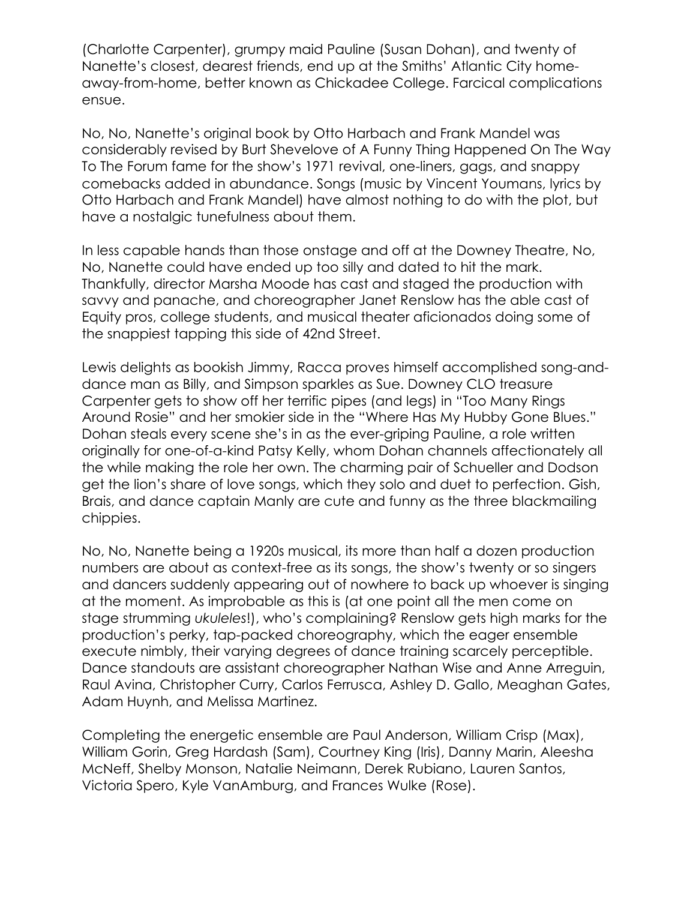(Charlotte Carpenter), grumpy maid Pauline (Susan Dohan), and twenty of Nanette's closest, dearest friends, end up at the Smiths' Atlantic City home-away-from-home, better known as Chickadee College. Farcical complications ensue.

No, No, Nanette's original book by Otto Harbach and Frank Mandel was considerably revised by Burt Shevelove of A Funny Thing Happened On The Way To The Forum fame for the show's 1971 revival, one-liners, gags, and snappy comebacks added in abundance. Songs (music by Vincent Youmans, lyrics by Otto Harbach and Frank Mandel) have almost nothing to do with the plot, but have a nostalgic tunefulness about them.

In less capable hands than those onstage and off at the Downey Theatre, No, No, Nanette could have ended up too silly and dated to hit the mark. Thankfully, director Marsha Moode has cast and staged the production with savvy and panache, and choreographer Janet Renslow has the able cast of Equity pros, college students, and musical theater aficionados doing some of the snappiest tapping this side of 42nd Street.

Lewis delights as bookish Jimmy, Racca proves himself accomplished song-and-dance man as Billy, and Simpson sparkles as Sue. Downey CLO treasure Carpenter gets to show off her terrific pipes (and legs) in "Too Many Rings Around Rosie" and her smokier side in the "Where Has My Hubby Gone Blues." Dohan steals every scene she's in as the ever-griping Pauline, a role written originally for one-of-a-kind Patsy Kelly, whom Dohan channels affectionately all the while making the role her own. The charming pair of Schueller and Dodson get the lion's share of love songs, which they solo and duet to perfection. Gish, Brais, and dance captain Manly are cute and funny as the three blackmailing chippies.

No, No, Nanette being a 1920s musical, its more than half a dozen production numbers are about as context-free as its songs, the show's twenty or so singers and dancers suddenly appearing out of nowhere to back up whoever is singing at the moment. As improbable as this is (at one point all the men come on stage strumming *ukuleles*!), who's complaining? Renslow gets high marks for the production's perky, tap-packed choreography, which the eager ensemble execute nimbly, their varying degrees of dance training scarcely perceptible. Dance standouts are assistant choreographer Nathan Wise and Anne Arreguin, Raul Avina, Christopher Curry, Carlos Ferrusca, Ashley D. Gallo, Meaghan Gates, Adam Huynh, and Melissa Martinez.

Completing the energetic ensemble are Paul Anderson, William Crisp (Max), William Gorin, Greg Hardash (Sam), Courtney King (Iris), Danny Marin, Aleesha McNeff, Shelby Monson, Natalie Neimann, Derek Rubiano, Lauren Santos, Victoria Spero, Kyle VanAmburg, and Frances Wulke (Rose).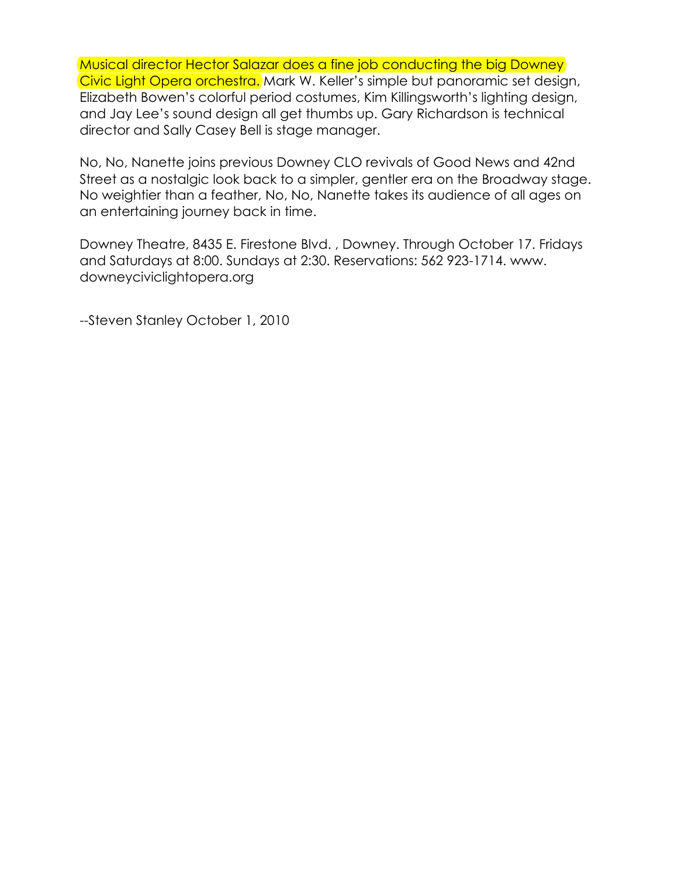Musical director Hector Salazar does a fine job conducting the big Downey Civic Light Opera orchestra. Mark W. Keller's simple but panoramic set design, Elizabeth Bowen's colorful period costumes, Kim Killingsworth's lighting design, and Jay Lee's sound design all get thumbs up. Gary Richardson is technical director and Sally Casey Bell is stage manager.

No, No, Nanette joins previous Downey CLO revivals of Good News and 42nd Street as a nostalgic look back to a simpler, gentler era on the Broadway stage. No weightier than a feather, No, No, Nanette takes its audience of all ages on an entertaining journey back in time.

Downey Theatre, 8435 E. Firestone Blvd. , Downey. Through October 17. Fridays and Saturdays at 8:00. Sundays at 2:30. Reservations: 562 923-1714. www. downeyciviclightopera.org

--Steven Stanley October 1, 2010